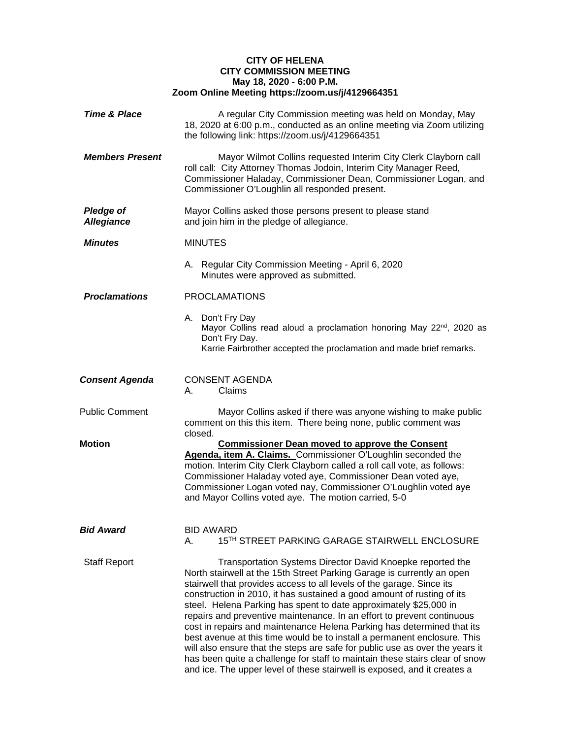**CITY OF HELENA**
**CITY COMMISSION MEETING**
**May 18, 2020 - 6:00 P.M.**
**Zoom Online Meeting https://zoom.us/j/4129664351**

***Time & Place***

A regular City Commission meeting was held on Monday, May 18, 2020 at 6:00 p.m., conducted as an online meeting via Zoom utilizing the following link: https://zoom.us/j/4129664351

***Members Present***

Mayor Wilmot Collins requested Interim City Clerk Clayborn call roll call: City Attorney Thomas Jodoin, Interim City Manager Reed, Commissioner Haladay, Commissioner Dean, Commissioner Logan, and Commissioner O'Loughlin all responded present.

***Pledge of Allegiance***

Mayor Collins asked those persons present to please stand and join him in the pledge of allegiance.

***Minutes***

MINUTES

A. Regular City Commission Meeting - April 6, 2020
Minutes were approved as submitted.

***Proclamations***

PROCLAMATIONS

A. Don't Fry Day
Mayor Collins read aloud a proclamation honoring May 22nd, 2020 as Don't Fry Day.
Karrie Fairbrother accepted the proclamation and made brief remarks.

***Consent Agenda***

CONSENT AGENDA
A. Claims

Public Comment

Mayor Collins asked if there was anyone wishing to make public comment on this this item. There being none, public comment was closed.

**Motion**

**Commissioner Dean moved to approve the Consent Agenda, item A. Claims.** Commissioner O'Loughlin seconded the motion. Interim City Clerk Clayborn called a roll call vote, as follows: Commissioner Haladay voted aye, Commissioner Dean voted aye, Commissioner Logan voted nay, Commissioner O'Loughlin voted aye and Mayor Collins voted aye. The motion carried, 5-0

***Bid Award***

BID AWARD
A. 15TH STREET PARKING GARAGE STAIRWELL ENCLOSURE

Staff Report

Transportation Systems Director David Knoepke reported the North stairwell at the 15th Street Parking Garage is currently an open stairwell that provides access to all levels of the garage. Since its construction in 2010, it has sustained a good amount of rusting of its steel. Helena Parking has spent to date approximately $25,000 in repairs and preventive maintenance. In an effort to prevent continuous cost in repairs and maintenance Helena Parking has determined that its best avenue at this time would be to install a permanent enclosure. This will also ensure that the steps are safe for public use as over the years it has been quite a challenge for staff to maintain these stairs clear of snow and ice. The upper level of these stairwell is exposed, and it creates a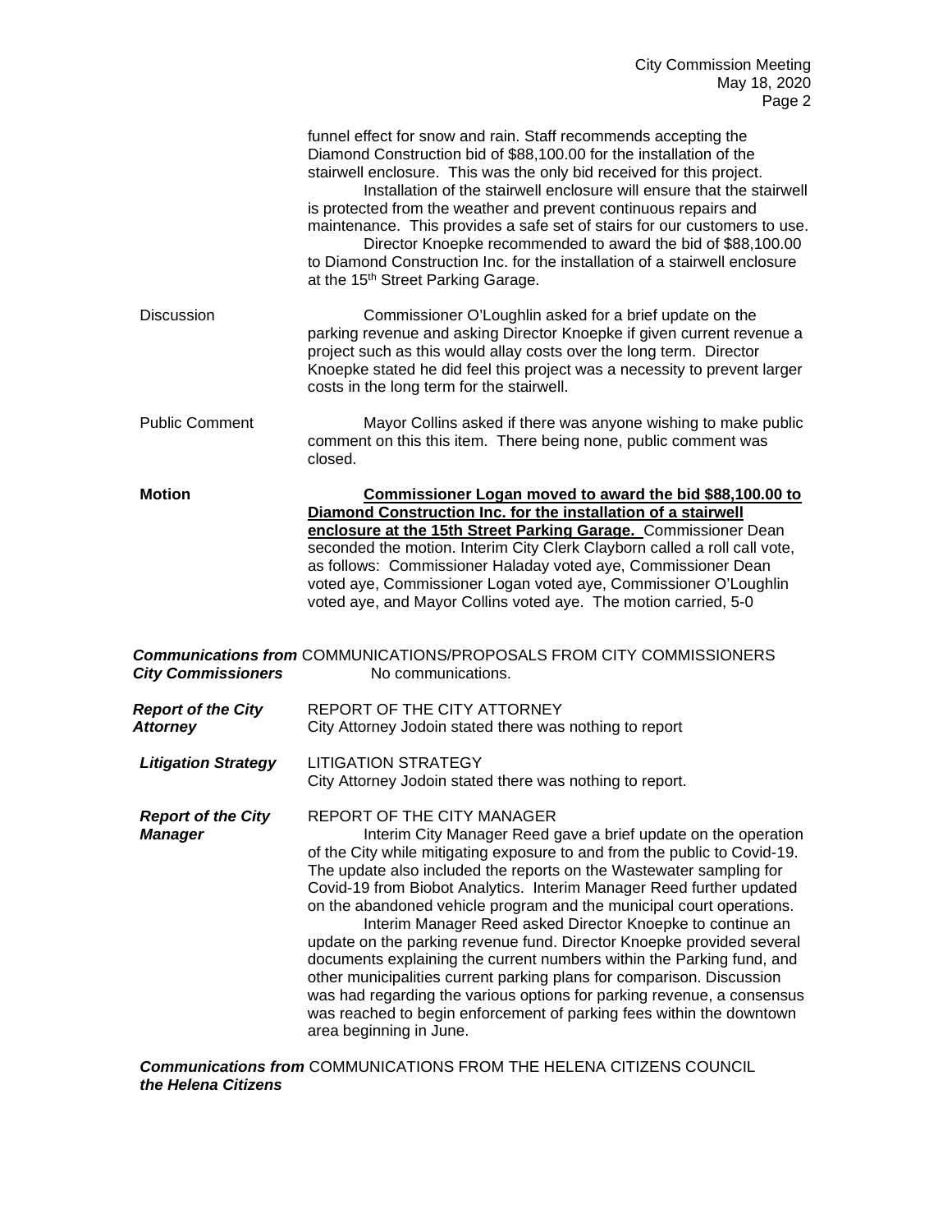funnel effect for snow and rain. Staff recommends accepting the Diamond Construction bid of $88,100.00 for the installation of the stairwell enclosure. This was the only bid received for this project.

Installation of the stairwell enclosure will ensure that the stairwell is protected from the weather and prevent continuous repairs and maintenance. This provides a safe set of stairs for our customers to use.

Director Knoepke recommended to award the bid of $88,100.00 to Diamond Construction Inc. for the installation of a stairwell enclosure at the 15th Street Parking Garage.

**Discussion**

Commissioner O'Loughlin asked for a brief update on the parking revenue and asking Director Knoepke if given current revenue a project such as this would allay costs over the long term. Director Knoepke stated he did feel this project was a necessity to prevent larger costs in the long term for the stairwell.

**Public Comment**

Mayor Collins asked if there was anyone wishing to make public comment on this this item. There being none, public comment was closed.

**Motion**

**Commissioner Logan moved to award the bid $88,100.00 to Diamond Construction Inc. for the installation of a stairwell enclosure at the 15th Street Parking Garage.** Commissioner Dean seconded the motion. Interim City Clerk Clayborn called a roll call vote, as follows: Commissioner Haladay voted aye, Commissioner Dean voted aye, Commissioner Logan voted aye, Commissioner O'Loughlin voted aye, and Mayor Collins voted aye. The motion carried, 5-0

***Communications from City Commissioners***

COMMUNICATIONS/PROPOSALS FROM CITY COMMISSIONERS

No communications.

***Report of the City Attorney***

REPORT OF THE CITY ATTORNEY

City Attorney Jodoin stated there was nothing to report

***Litigation Strategy***

LITIGATION STRATEGY

City Attorney Jodoin stated there was nothing to report.

***Report of the City Manager***

REPORT OF THE CITY MANAGER

Interim City Manager Reed gave a brief update on the operation of the City while mitigating exposure to and from the public to Covid-19. The update also included the reports on the Wastewater sampling for Covid-19 from Biobot Analytics. Interim Manager Reed further updated on the abandoned vehicle program and the municipal court operations.

Interim Manager Reed asked Director Knoepke to continue an update on the parking revenue fund. Director Knoepke provided several documents explaining the current numbers within the Parking fund, and other municipalities current parking plans for comparison. Discussion was had regarding the various options for parking revenue, a consensus was reached to begin enforcement of parking fees within the downtown area beginning in June.

***Communications from the Helena Citizens***

COMMUNICATIONS FROM THE HELENA CITIZENS COUNCIL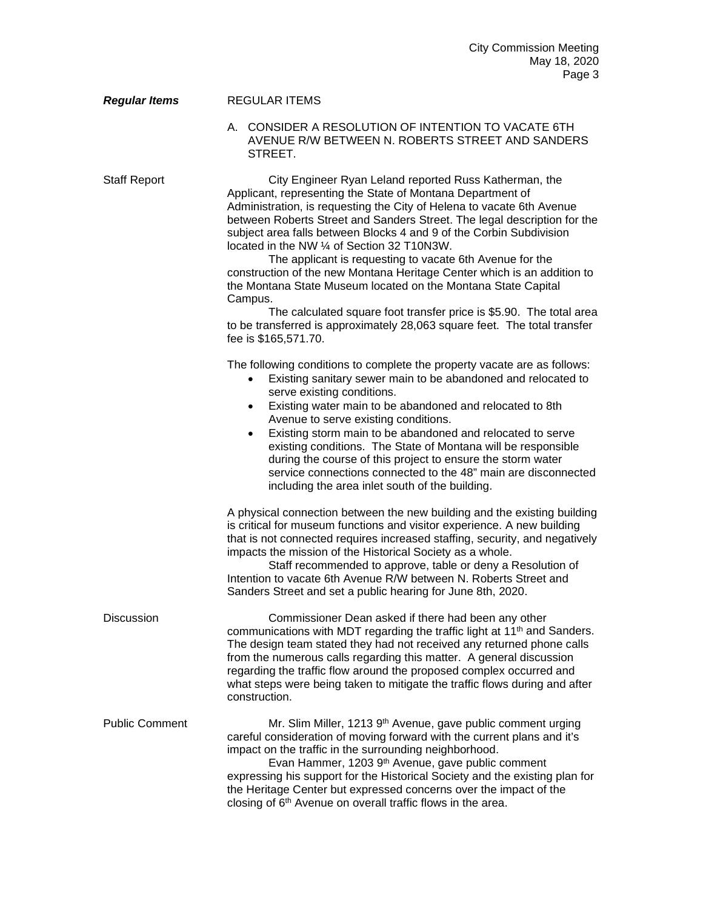***Regular Items*** REGULAR ITEMS

A. CONSIDER A RESOLUTION OF INTENTION TO VACATE 6TH AVENUE R/W BETWEEN N. ROBERTS STREET AND SANDERS STREET.

Staff Report

City Engineer Ryan Leland reported Russ Katherman, the Applicant, representing the State of Montana Department of Administration, is requesting the City of Helena to vacate 6th Avenue between Roberts Street and Sanders Street. The legal description for the subject area falls between Blocks 4 and 9 of the Corbin Subdivision located in the NW ¼ of Section 32 T10N3W.

The applicant is requesting to vacate 6th Avenue for the construction of the new Montana Heritage Center which is an addition to the Montana State Museum located on the Montana State Capital Campus.

The calculated square foot transfer price is $5.90. The total area to be transferred is approximately 28,063 square feet. The total transfer fee is $165,571.70.

The following conditions to complete the property vacate are as follows:

- Existing sanitary sewer main to be abandoned and relocated to serve existing conditions.
- Existing water main to be abandoned and relocated to 8th Avenue to serve existing conditions.
- Existing storm main to be abandoned and relocated to serve existing conditions. The State of Montana will be responsible during the course of this project to ensure the storm water service connections connected to the 48" main are disconnected including the area inlet south of the building.

A physical connection between the new building and the existing building is critical for museum functions and visitor experience. A new building that is not connected requires increased staffing, security, and negatively impacts the mission of the Historical Society as a whole.

Staff recommended to approve, table or deny a Resolution of Intention to vacate 6th Avenue R/W between N. Roberts Street and Sanders Street and set a public hearing for June 8th, 2020.

Discussion

Commissioner Dean asked if there had been any other communications with MDT regarding the traffic light at 11th and Sanders. The design team stated they had not received any returned phone calls from the numerous calls regarding this matter. A general discussion regarding the traffic flow around the proposed complex occurred and what steps were being taken to mitigate the traffic flows during and after construction.

Public Comment

Mr. Slim Miller, 1213 9th Avenue, gave public comment urging careful consideration of moving forward with the current plans and it's impact on the traffic in the surrounding neighborhood.

Evan Hammer, 1203 9th Avenue, gave public comment expressing his support for the Historical Society and the existing plan for the Heritage Center but expressed concerns over the impact of the closing of 6th Avenue on overall traffic flows in the area.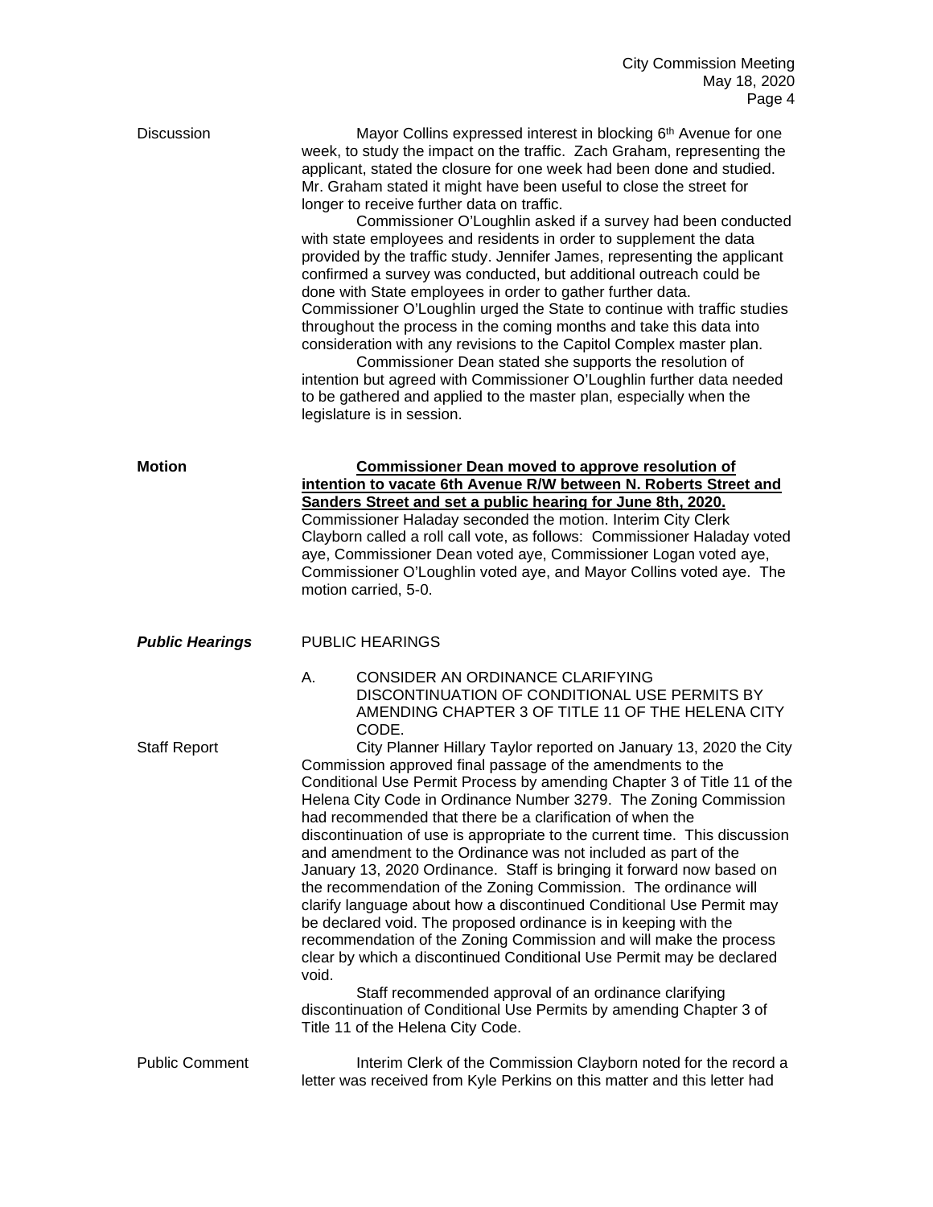Discussion

Mayor Collins expressed interest in blocking 6th Avenue for one week, to study the impact on the traffic. Zach Graham, representing the applicant, stated the closure for one week had been done and studied. Mr. Graham stated it might have been useful to close the street for longer to receive further data on traffic.

Commissioner O'Loughlin asked if a survey had been conducted with state employees and residents in order to supplement the data provided by the traffic study. Jennifer James, representing the applicant confirmed a survey was conducted, but additional outreach could be done with State employees in order to gather further data. Commissioner O'Loughlin urged the State to continue with traffic studies throughout the process in the coming months and take this data into consideration with any revisions to the Capitol Complex master plan.

Commissioner Dean stated she supports the resolution of intention but agreed with Commissioner O'Loughlin further data needed to be gathered and applied to the master plan, especially when the legislature is in session.

**Motion**

**Commissioner Dean moved to approve resolution of intention to vacate 6th Avenue R/W between N. Roberts Street and Sanders Street and set a public hearing for June 8th, 2020.** Commissioner Haladay seconded the motion. Interim City Clerk Clayborn called a roll call vote, as follows: Commissioner Haladay voted aye, Commissioner Dean voted aye, Commissioner Logan voted aye, Commissioner O'Loughlin voted aye, and Mayor Collins voted aye. The motion carried, 5-0.

***Public Hearings***

PUBLIC HEARINGS

A. CONSIDER AN ORDINANCE CLARIFYING DISCONTINUATION OF CONDITIONAL USE PERMITS BY AMENDING CHAPTER 3 OF TITLE 11 OF THE HELENA CITY CODE.

Staff Report

City Planner Hillary Taylor reported on January 13, 2020 the City Commission approved final passage of the amendments to the Conditional Use Permit Process by amending Chapter 3 of Title 11 of the Helena City Code in Ordinance Number 3279. The Zoning Commission had recommended that there be a clarification of when the discontinuation of use is appropriate to the current time. This discussion and amendment to the Ordinance was not included as part of the January 13, 2020 Ordinance. Staff is bringing it forward now based on the recommendation of the Zoning Commission. The ordinance will clarify language about how a discontinued Conditional Use Permit may be declared void. The proposed ordinance is in keeping with the recommendation of the Zoning Commission and will make the process clear by which a discontinued Conditional Use Permit may be declared void.

Staff recommended approval of an ordinance clarifying discontinuation of Conditional Use Permits by amending Chapter 3 of Title 11 of the Helena City Code.

Public Comment

Interim Clerk of the Commission Clayborn noted for the record a letter was received from Kyle Perkins on this matter and this letter had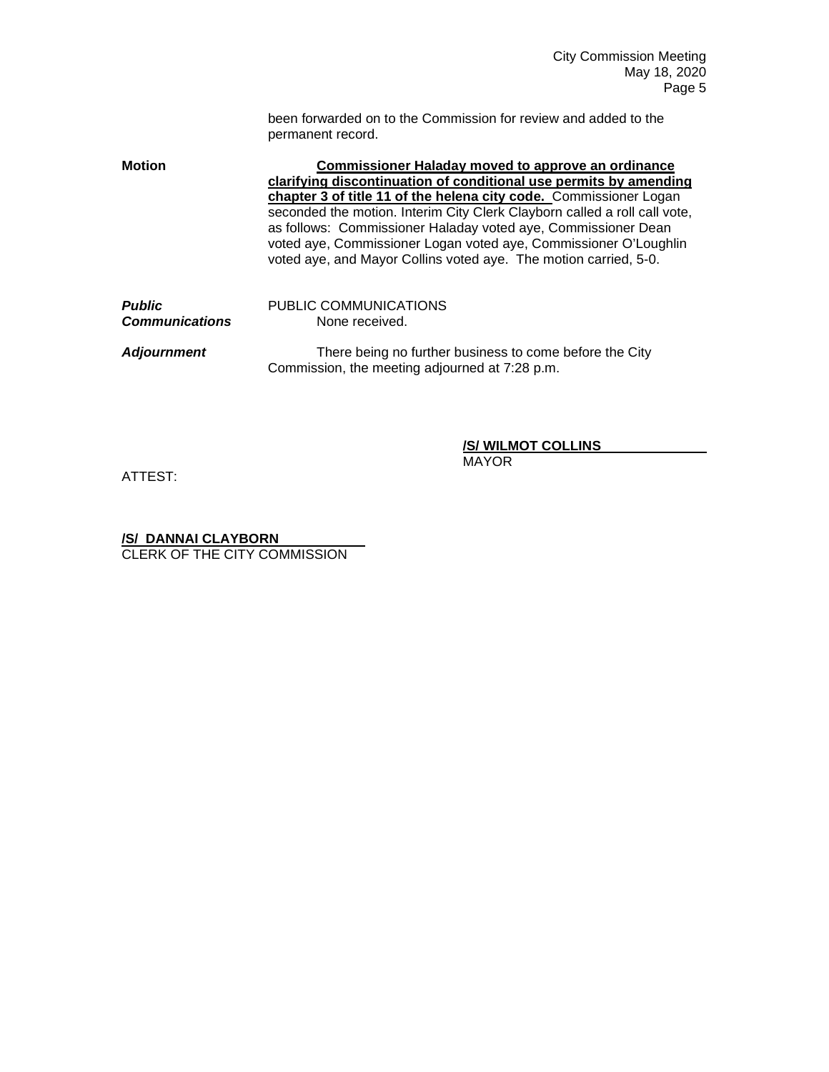been forwarded on to the Commission for review and added to the permanent record.

**Motion**

**Commissioner Haladay moved to approve an ordinance clarifying discontinuation of conditional use permits by amending chapter 3 of title 11 of the helena city code.** Commissioner Logan seconded the motion. Interim City Clerk Clayborn called a roll call vote, as follows: Commissioner Haladay voted aye, Commissioner Dean voted aye, Commissioner Logan voted aye, Commissioner O'Loughlin voted aye, and Mayor Collins voted aye. The motion carried, 5-0.

***Public Communications***

PUBLIC COMMUNICATIONS

None received.

***Adjournment***

There being no further business to come before the City Commission, the meeting adjourned at 7:28 p.m.

**/S/ WILMOT COLLINS**
MAYOR

ATTEST:

**/S/ DANNAI CLAYBORN**
CLERK OF THE CITY COMMISSION